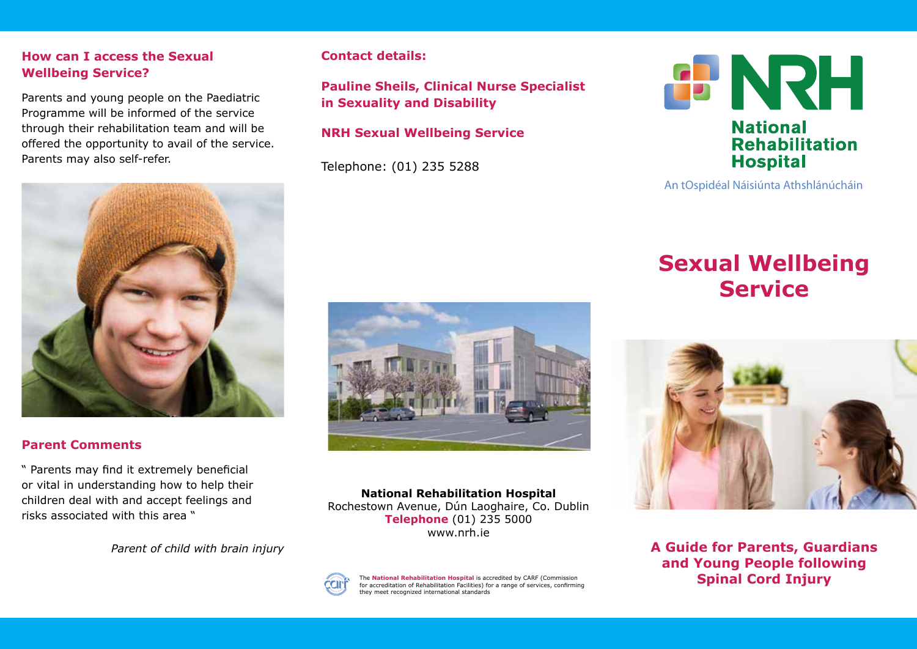## How can I access the Sexual Wellbeing Service?

Parents and young people on the Paediatric Programme will be informed of the service through their rehabilitation team and will be offered the opportunity to avail of the service. Parents may also self-refer.

## Parent Comments

" Parents may find it extremely beneficial or vital in understanding how to help their children deal with and accept feelings and risks associated with this area "

*Parent of child with brain injury*

## Contact details:

**Pauline Sheils, Clinical Nurse Specialist in Sexuality and Disability**

**NRH Sexual Wellbeing Service**

Telephone: (01) 235 5288

**National Rehabilitation Hospital**
Rochestown Avenue, Dún Laoghaire, Co. Dublin
**Telephone** (01) 235 5000
www.nrh.ie

The **National Rehabilitation Hospital** is accredited by CARF (Commission for accreditation of Rehabilitation Facilities) for a range of services, confirming they meet recognized international standards

**NRH**
**National Rehabilitation Hospital**
An tOspidéal Náisiúnta Athshlánúcháin

# Sexual Wellbeing Service

**A Guide for Parents, Guardians and Young People following Spinal Cord Injury**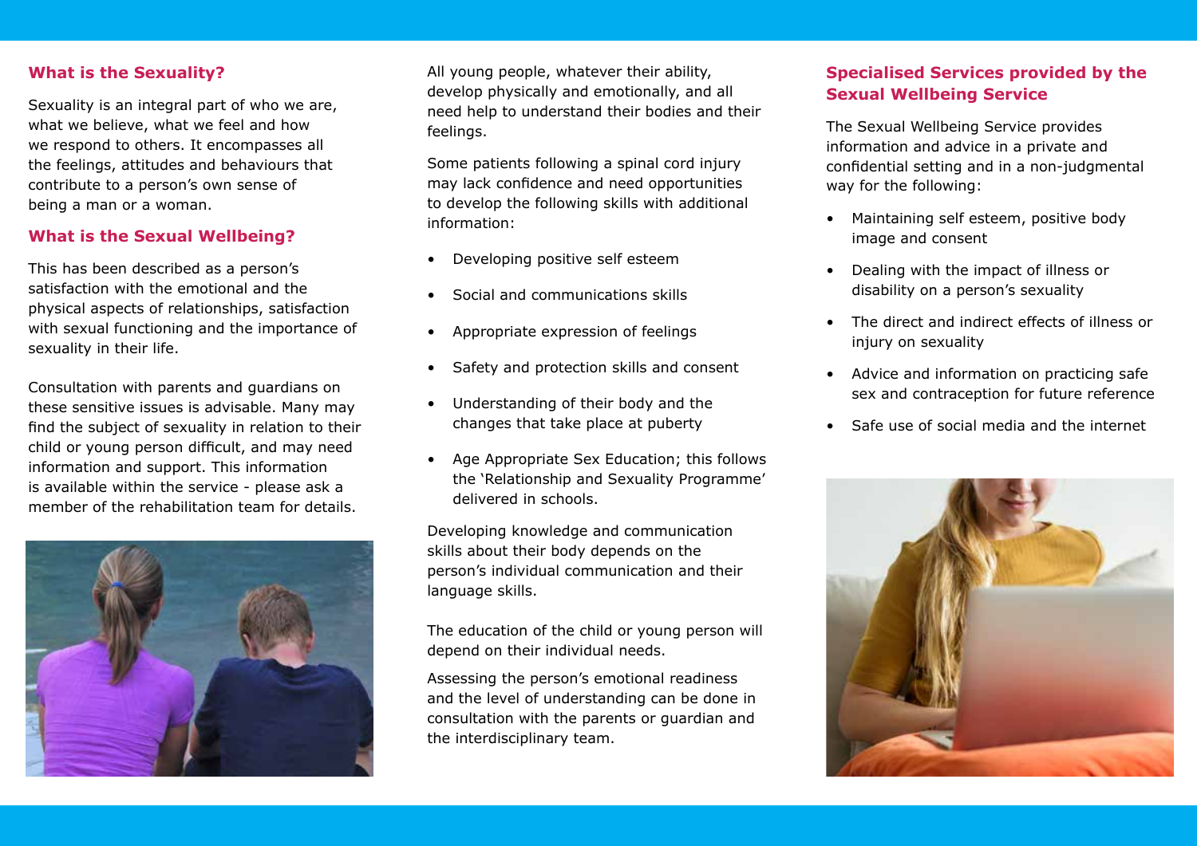## What is the Sexuality?

Sexuality is an integral part of who we are, what we believe, what we feel and how we respond to others. It encompasses all the feelings, attitudes and behaviours that contribute to a person's own sense of being a man or a woman.

## What is the Sexual Wellbeing?

This has been described as a person's satisfaction with the emotional and the physical aspects of relationships, satisfaction with sexual functioning and the importance of sexuality in their life.

Consultation with parents and guardians on these sensitive issues is advisable. Many may find the subject of sexuality in relation to their child or young person difficult, and may need information and support. This information is available within the service - please ask a member of the rehabilitation team for details.

All young people, whatever their ability, develop physically and emotionally, and all need help to understand their bodies and their feelings.

Some patients following a spinal cord injury may lack confidence and need opportunities to develop the following skills with additional information:

- Developing positive self esteem
- Social and communications skills
- Appropriate expression of feelings
- Safety and protection skills and consent
- Understanding of their body and the changes that take place at puberty
- Age Appropriate Sex Education; this follows the 'Relationship and Sexuality Programme' delivered in schools.

Developing knowledge and communication skills about their body depends on the person's individual communication and their language skills.

The education of the child or young person will depend on their individual needs.

Assessing the person's emotional readiness and the level of understanding can be done in consultation with the parents or guardian and the interdisciplinary team.

## Specialised Services provided by the Sexual Wellbeing Service

The Sexual Wellbeing Service provides information and advice in a private and confidential setting and in a non-judgmental way for the following:

- Maintaining self esteem, positive body image and consent
- Dealing with the impact of illness or disability on a person's sexuality
- The direct and indirect effects of illness or injury on sexuality
- Advice and information on practicing safe sex and contraception for future reference
- Safe use of social media and the internet